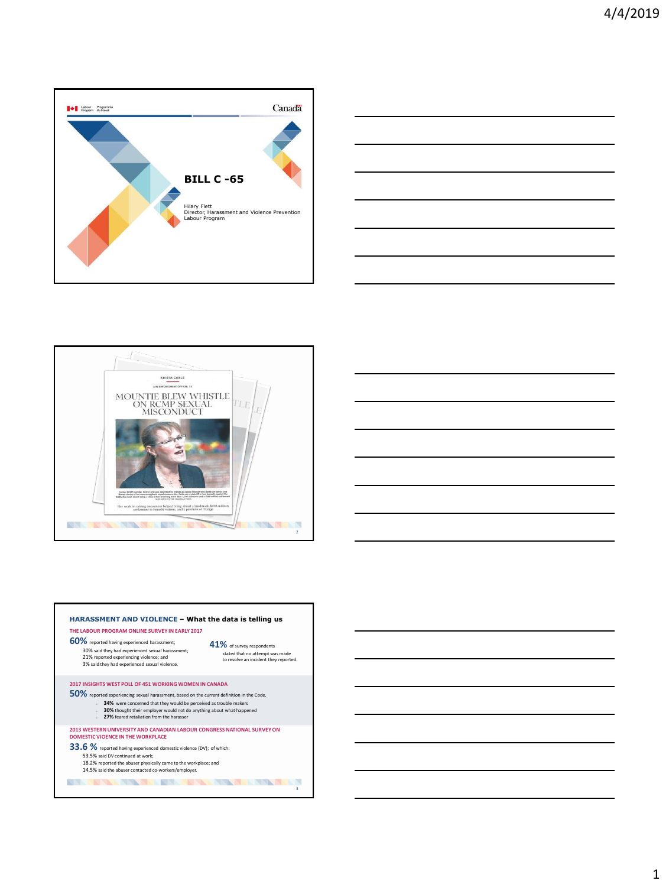# BILL C -65

Hilary Flett
Director, Harassment and Violence Prevention
Labour Program

---

KRISTA CARLE

LAW-ENFORCEMENT OFFICER, 53

MOUNTIE BLEW WHISTLE ON RCMP SEXUAL MISCONDUCT

Her work in raising awareness helped bring about a landmark $100-million settlement to benefit victims, and a promise of change

---

## HARASSMENT AND VIOLENCE – What the data is telling us

**THE LABOUR PROGRAM ONLINE SURVEY IN EARLY 2017**

**60%** reported having experienced harassment;
30% said they had experienced sexual harassment;
21% reported experiencing violence; and
3% said they had experienced sexual violence.

**41%** of survey respondents stated that no attempt was made to resolve an incident they reported.

**2017 INSIGHTS WEST POLL OF 451 WORKING WOMEN IN CANADA**

**50%** reported experiencing sexual harassment, based on the current definition in the Code.

- **34%** were concerned that they would be perceived as trouble makers
- **30%** thought their employer would not do anything about what happened
- **27%** feared retaliation from the harasser

**2013 WESTERN UNIVERSITY AND CANADIAN LABOUR CONGRESS NATIONAL SURVEY ON DOMESTIC VIOENCE IN THE WORKPLACE**

**33.6 %** reported having experienced domestic violence (DV); of which:
53.5% said DV continued at work;
18.2% reported the abuser physically came to the workplace; and
14.5% said the abuser contacted co-workers/employer.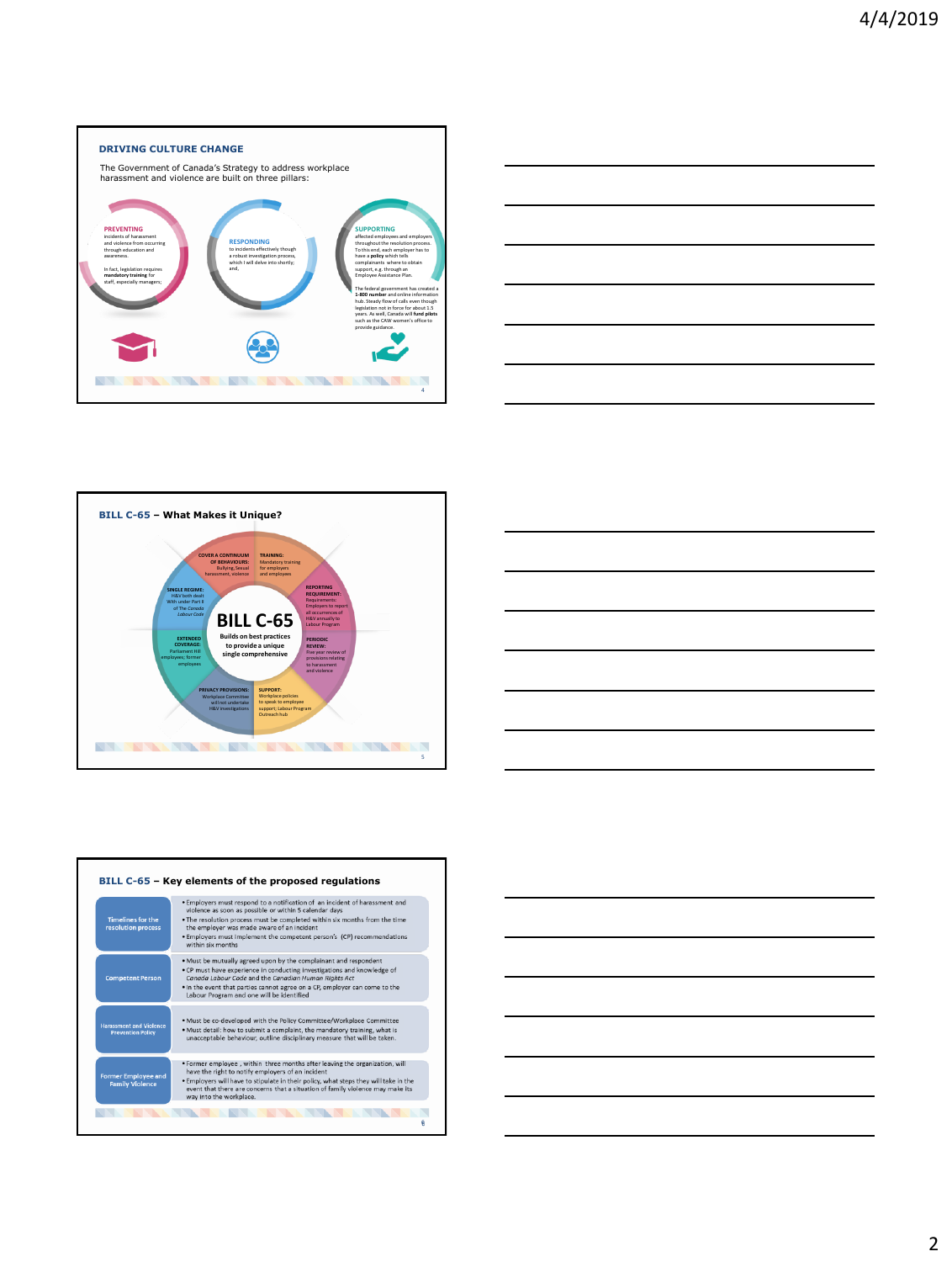## DRIVING CULTURE CHANGE

The Government of Canada's Strategy to address workplace harassment and violence are built on three pillars:

**PREVENTING**
incidents of harassment and violence from occurring through education and awareness.

In fact, legislation requires **mandatory training** for staff, especially managers;

**RESPONDING**
to incidents effectively though a robust investigation process, which I will delve into shortly; and,

**SUPPORTING**
affected employees and employers throughout the resolution process. To this end, each employer has to have a **policy** which tells complainants where to obtain support, e.g. through an Employee Assistance Plan.

The federal government has created a **1-800 number** and online information hub. Steady flow of calls even though legislation not in force for about 1.5 years. As well, Canada will **fund pilots** such as the CAW women's office to provide guidance.

## BILL C-65 – What Makes it Unique?

**BILL C-65**
Builds on best practices to provide a unique single comprehensive

- **COVER A CONTINUUM OF BEHAVIOURS:** Bullying, Sexual harassment, violence
- **TRAINING:** Mandatory training for employers and employees
- **REPORTING REQUIREMENT:** Requirements: Employers to report all occurrences of H&V annually to Labour Program
- **PERIODIC REVIEW:** Five year review of provisions relating to harassment and violence
- **SUPPORT:** Workplace policies to speak to employee support; Labour Program Outreach hub
- **PRIVACY PROVISIONS:** Workplace Committee will not undertake H&V investigations
- **EXTENDED COVERAGE:** Parliament Hill employees; former employees
- **SINGLE REGIME:** H&V both dealt With under Part II of *The Canada Labour Code*

## BILL C-65 – Key elements of the proposed regulations

| | |
|---|---|
| Timelines for the resolution process | • Employers must respond to a notification of an incident of harassment and violence as soon as possible or within 5 calendar days<br>• The resolution process must be completed within six months from the time the employer was made aware of an incident<br>• Employers must implement the competent person's (CP) recommendations within six months |
| Competent Person | • Must be mutually agreed upon by the complainant and respondent<br>• CP must have experience in conducting investigations and knowledge of *Canada Labour Code* and the *Canadian Human Rights Act*<br>• In the event that parties cannot agree on a CP, employer can come to the Labour Program and one will be identified |
| Harassment and Violence Prevention Policy | • Must be co-developed with the Policy Committee/Workplace Committee<br>• Must detail: how to submit a complaint, the mandatory training, what is unacceptable behaviour; outline disciplinary measure that will be taken. |
| Former Employee and Family Violence | • Former employee , within three months after leaving the organization, will have the right to notify employers of an incident<br>• Employers will have to stipulate in their policy, what steps they will take in the event that there are concerns that a situation of family violence may make its way into the workplace. |